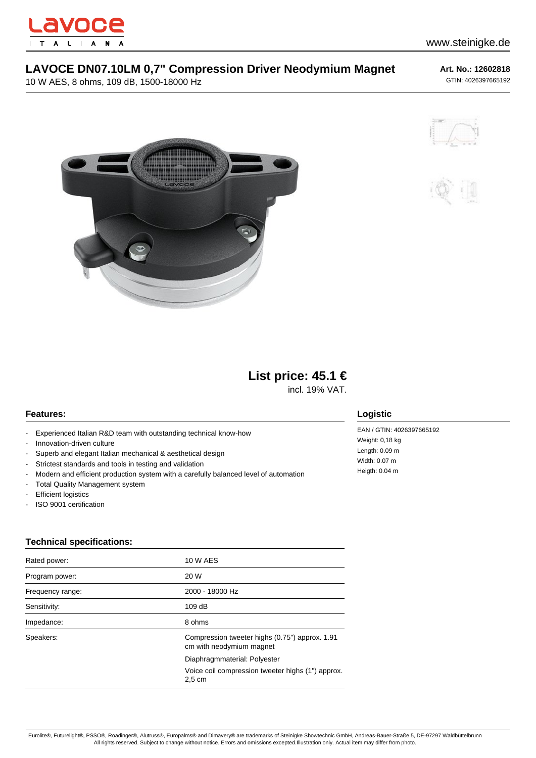www.steinigke.de

# LAVOCE DN07.10LM 0,7" Compression Driver Neodymium Magnet

10 W AES, 8 ohms, 109 dB, 1500-18000 Hz

**Art. No.: 12602818**

GTIN: 4026397665192

## List price: 45.1 €

incl. 19% VAT.

### Features:

- Experienced Italian R&D team with outstanding technical know-how
- Innovation-driven culture
- Superb and elegant Italian mechanical & aesthetical design
- Strictest standards and tools in testing and validation
- Modern and efficient production system with a carefully balanced level of automation
- Total Quality Management system
- Efficient logistics
- ISO 9001 certification

### Logistic

EAN / GTIN: 4026397665192
Weight: 0,18 kg
Length: 0.09 m
Width: 0.07 m
Heigth: 0.04 m

### Technical specifications:

| | |
|---|---|
| Rated power: | 10 W AES |
| Program power: | 20 W |
| Frequency range: | 2000 - 18000 Hz |
| Sensitivity: | 109 dB |
| Impedance: | 8 ohms |
| Speakers: | Compression tweeter highs (0.75") approx. 1.91 cm with neodymium magnet<br>Diaphragmmaterial: Polyester<br>Voice coil compression tweeter highs (1") approx. 2,5 cm |

Eurolite®, Futurelight®, PSSO®, Roadinger®, Alutruss®, Europalms® and Dimavery® are trademarks of Steinigke Showtechnic GmbH, Andreas-Bauer-Straße 5, DE-97297 Waldbüttelbrunn
All rights reserved. Subject to change without notice. Errors and omissions excepted.Illustration only. Actual item may differ from photo.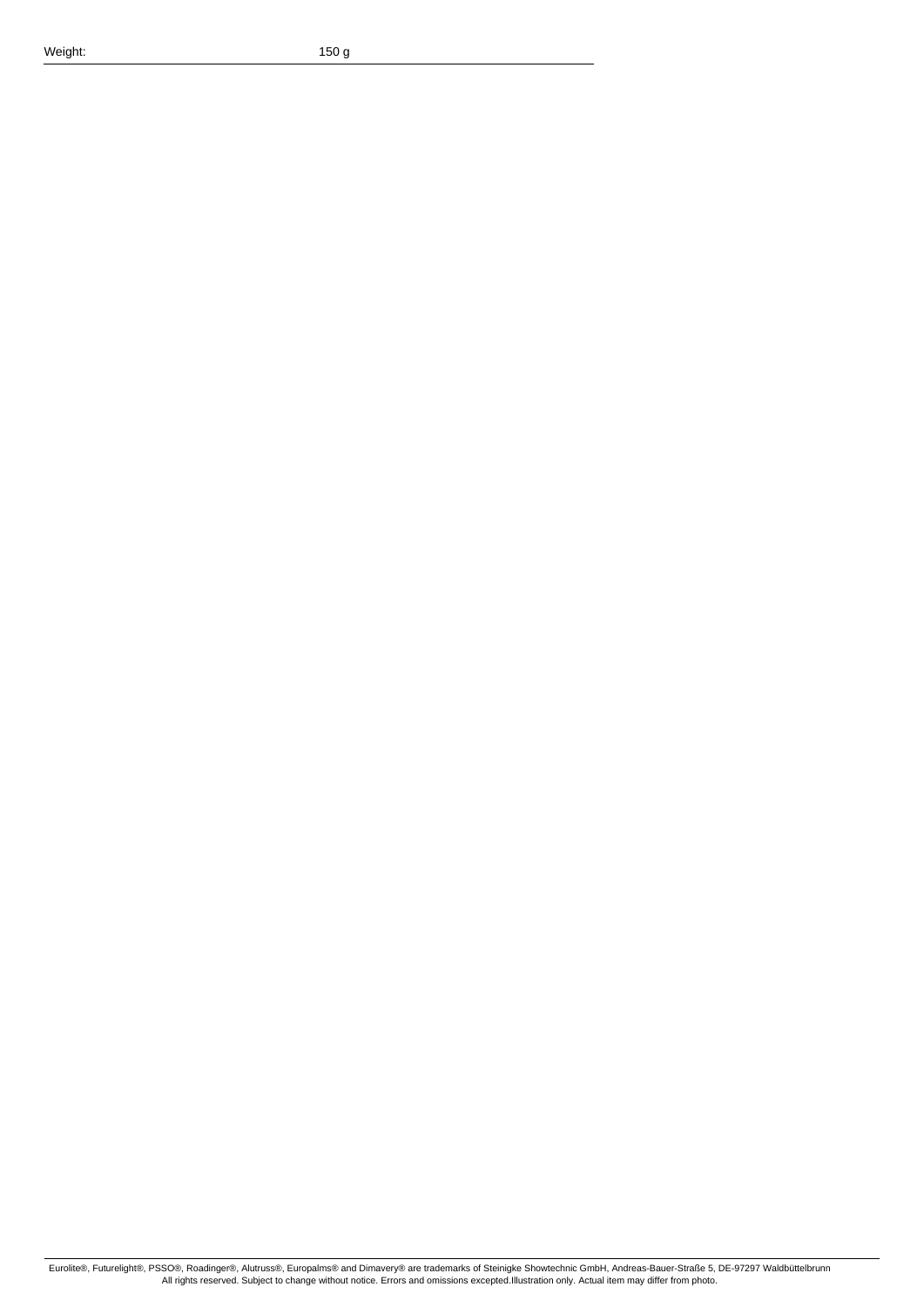| | |
|---|---|
| Weight: | 150 g |